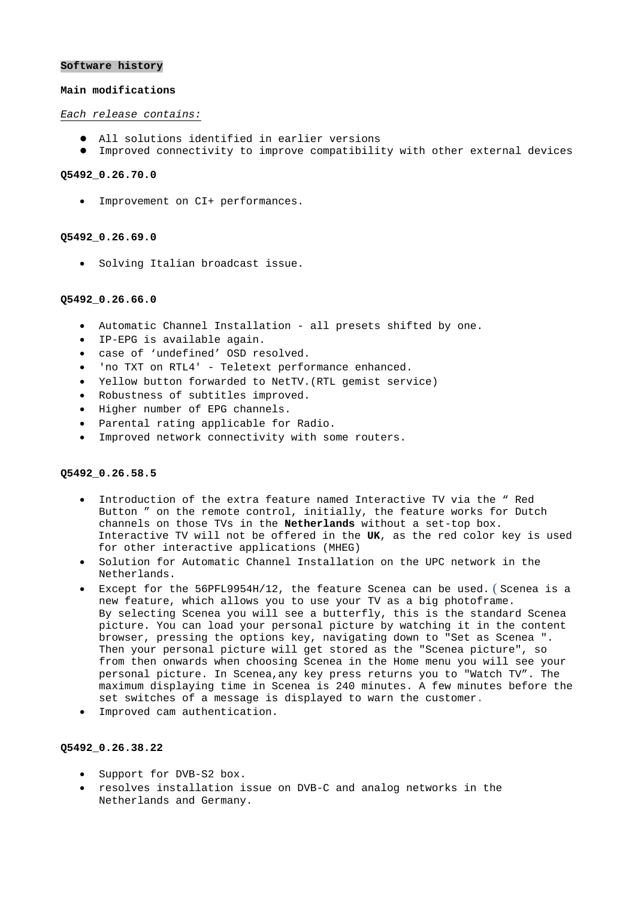**Software history**

**Main modifications**

*Each release contains:*

- All solutions identified in earlier versions
- Improved connectivity to improve compatibility with other external devices

**Q5492_0.26.70.0**

- Improvement on CI+ performances.

**Q5492_0.26.69.0**

- Solving Italian broadcast issue.

**Q5492_0.26.66.0**

- Automatic Channel Installation - all presets shifted by one.
- IP-EPG is available again.
- case of ‘undefined’ OSD resolved.
- 'no TXT on RTL4' - Teletext performance enhanced.
- Yellow button forwarded to NetTV.(RTL gemist service)
- Robustness of subtitles improved.
- Higher number of EPG channels.
- Parental rating applicable for Radio.
- Improved network connectivity with some routers.

**Q5492_0.26.58.5**

- Introduction of the extra feature named Interactive TV via the “ Red Button ” on the remote control, initially, the feature works for Dutch channels on those TVs in the **Netherlands** without a set-top box. Interactive TV will not be offered in the **UK**, as the red color key is used for other interactive applications (MHEG)
- Solution for Automatic Channel Installation on the UPC network in the Netherlands.
- Except for the 56PFL9954H/12, the feature Scenea can be used. ( Scenea is a new feature, which allows you to use your TV as a big photoframe. By selecting Scenea you will see a butterfly, this is the standard Scenea picture. You can load your personal picture by watching it in the content browser, pressing the options key, navigating down to "Set as Scenea ". Then your personal picture will get stored as the "Scenea picture", so from then onwards when choosing Scenea in the Home menu you will see your personal picture. In Scenea,any key press returns you to "Watch TV”. The maximum displaying time in Scenea is 240 minutes. A few minutes before the set switches of a message is displayed to warn the customer.
- Improved cam authentication.

**Q5492_0.26.38.22**

- Support for DVB-S2 box.
- resolves installation issue on DVB-C and analog networks in the Netherlands and Germany.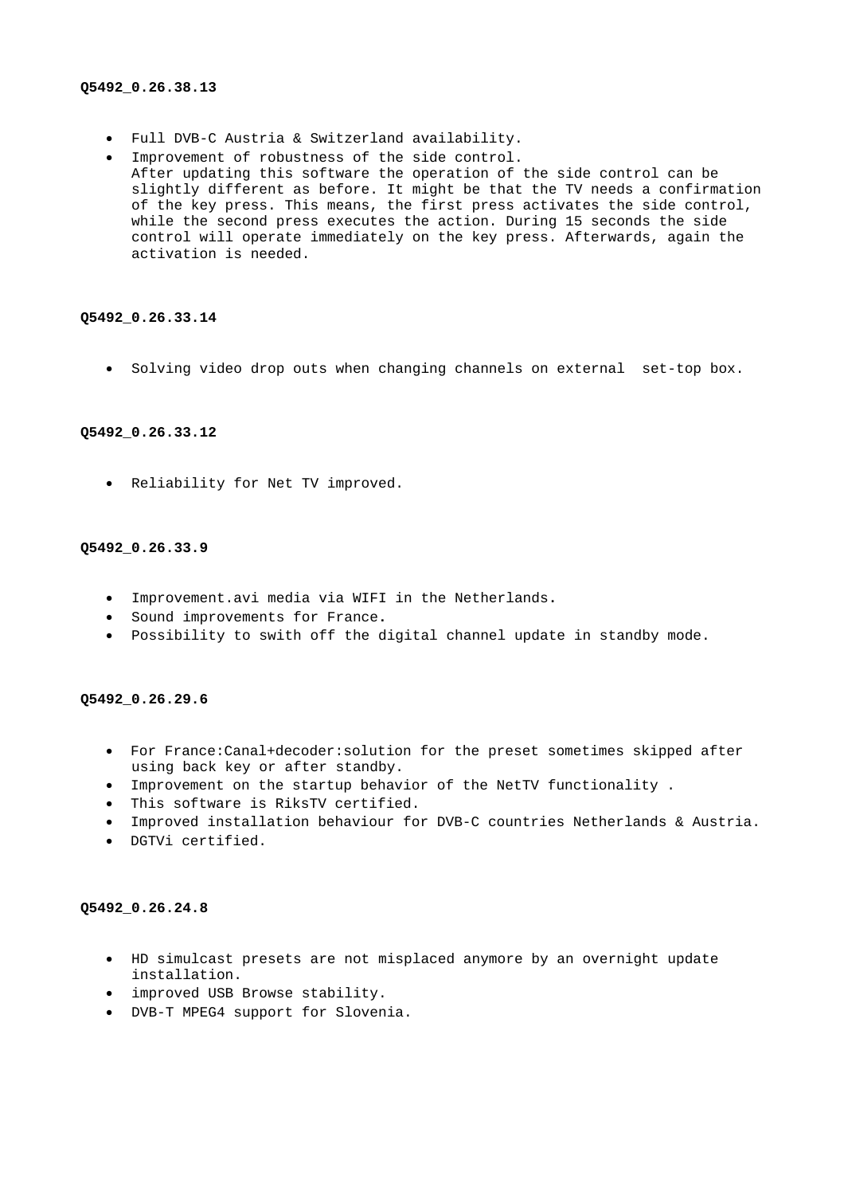**Q5492_0.26.38.13**

- Full DVB-C Austria & Switzerland availability.
- Improvement of robustness of the side control.
  After updating this software the operation of the side control can be slightly different as before. It might be that the TV needs a confirmation of the key press. This means, the first press activates the side control, while the second press executes the action. During 15 seconds the side control will operate immediately on the key press. Afterwards, again the activation is needed.

**Q5492_0.26.33.14**

- Solving video drop outs when changing channels on external  set-top box.

**Q5492_0.26.33.12**

- Reliability for Net TV improved.

**Q5492_0.26.33.9**

- Improvement.avi media via WIFI in the Netherlands.
- Sound improvements for France.
- Possibility to swith off the digital channel update in standby mode.

**Q5492_0.26.29.6**

- For France:Canal+decoder:solution for the preset sometimes skipped after using back key or after standby.
- Improvement on the startup behavior of the NetTV functionality .
- This software is RiksTV certified.
- Improved installation behaviour for DVB-C countries Netherlands & Austria.
- DGTVi certified.

**Q5492_0.26.24.8**

- HD simulcast presets are not misplaced anymore by an overnight update installation.
- improved USB Browse stability.
- DVB-T MPEG4 support for Slovenia.